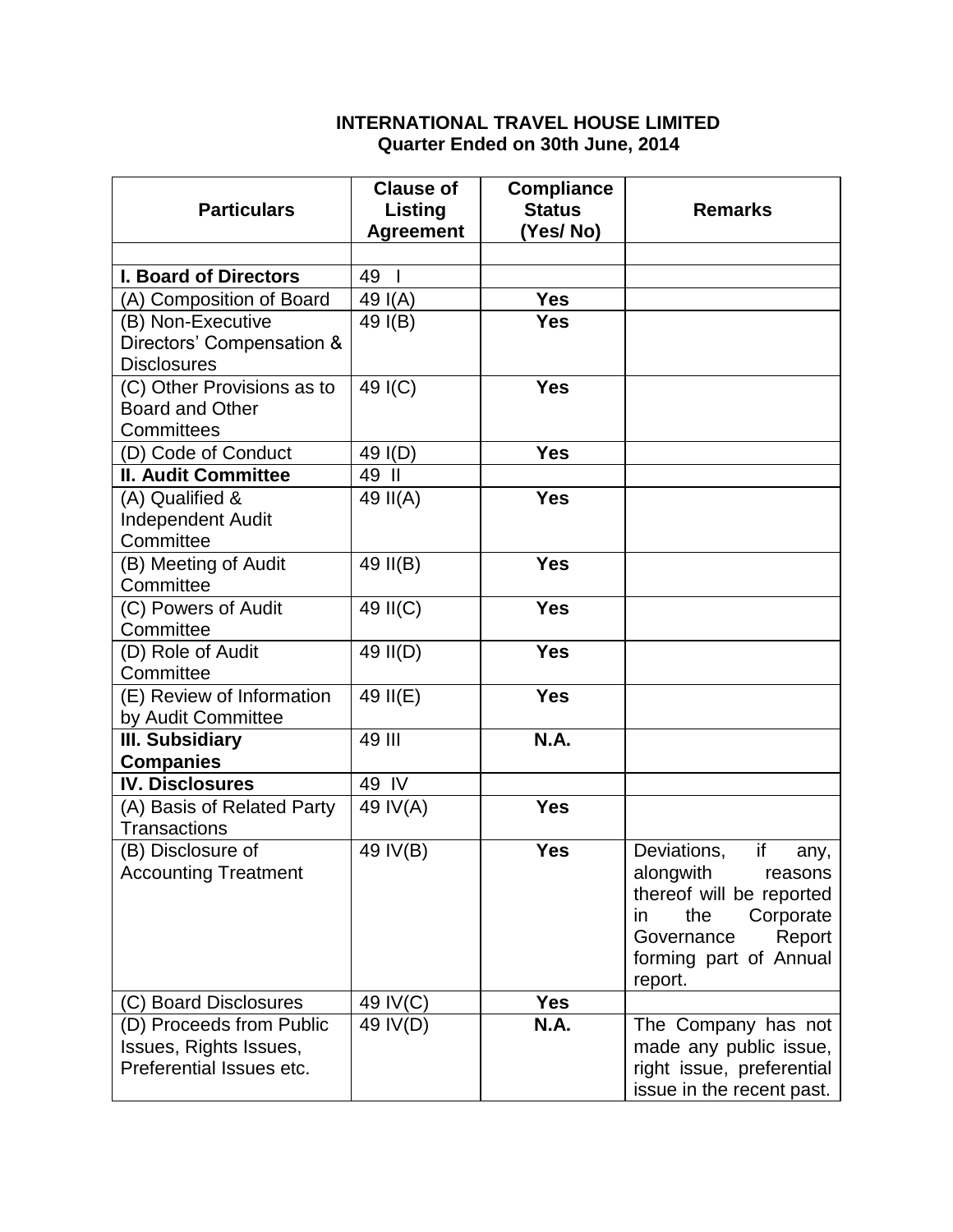**INTERNATIONAL TRAVEL HOUSE LIMITED**
**Quarter Ended on 30th June, 2014**

| Particulars | Clause of Listing Agreement | Compliance Status (Yes/ No) | Remarks |
|---|---|---|---|
| | | | |
| **I. Board of Directors** | 49 I | | |
| (A) Composition of Board | 49 I(A) | **Yes** | |
| (B) Non-Executive Directors' Compensation & Disclosures | 49 I(B) | **Yes** | |
| (C) Other Provisions as to Board and Other Committees | 49 I(C) | **Yes** | |
| (D) Code of Conduct | 49 I(D) | **Yes** | |
| **II. Audit Committee** | 49 II | | |
| (A) Qualified & Independent Audit Committee | 49 II(A) | **Yes** | |
| (B) Meeting of Audit Committee | 49 II(B) | **Yes** | |
| (C) Powers of Audit Committee | 49 II(C) | **Yes** | |
| (D) Role of Audit Committee | 49 II(D) | **Yes** | |
| (E) Review of Information by Audit Committee | 49 II(E) | **Yes** | |
| **III. Subsidiary Companies** | 49 III | **N.A.** | |
| **IV. Disclosures** | 49 IV | | |
| (A) Basis of Related Party Transactions | 49 IV(A) | **Yes** | |
| (B) Disclosure of Accounting Treatment | 49 IV(B) | **Yes** | Deviations, if any, alongwith reasons thereof will be reported in the Corporate Governance Report forming part of Annual report. |
| (C) Board Disclosures | 49 IV(C) | **Yes** | |
| (D) Proceeds from Public Issues, Rights Issues, Preferential Issues etc. | 49 IV(D) | **N.A.** | The Company has not made any public issue, right issue, preferential issue in the recent past. |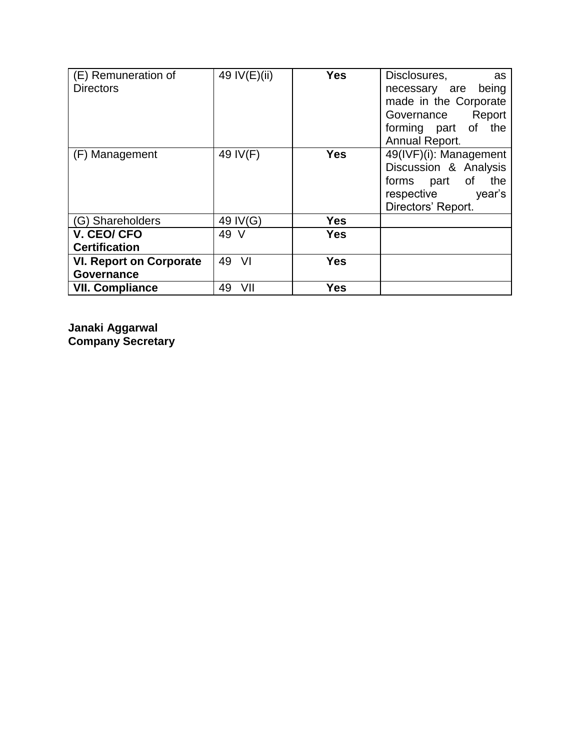| | | | |
|---|---|---|---|
| (E) Remuneration of Directors | 49 IV(E)(ii) | **Yes** | Disclosures, as necessary are being made in the Corporate Governance Report forming part of the Annual Report. |
| (F) Management | 49 IV(F) | **Yes** | 49(IVF)(i): Management Discussion & Analysis forms part of the respective year's Directors' Report. |
| (G) Shareholders | 49 IV(G) | **Yes** | |
| **V. CEO/ CFO Certification** | 49 V | **Yes** | |
| **VI. Report on Corporate Governance** | 49 VI | **Yes** | |
| **VII. Compliance** | 49 VII | **Yes** | |

**Janaki Aggarwal**
**Company Secretary**